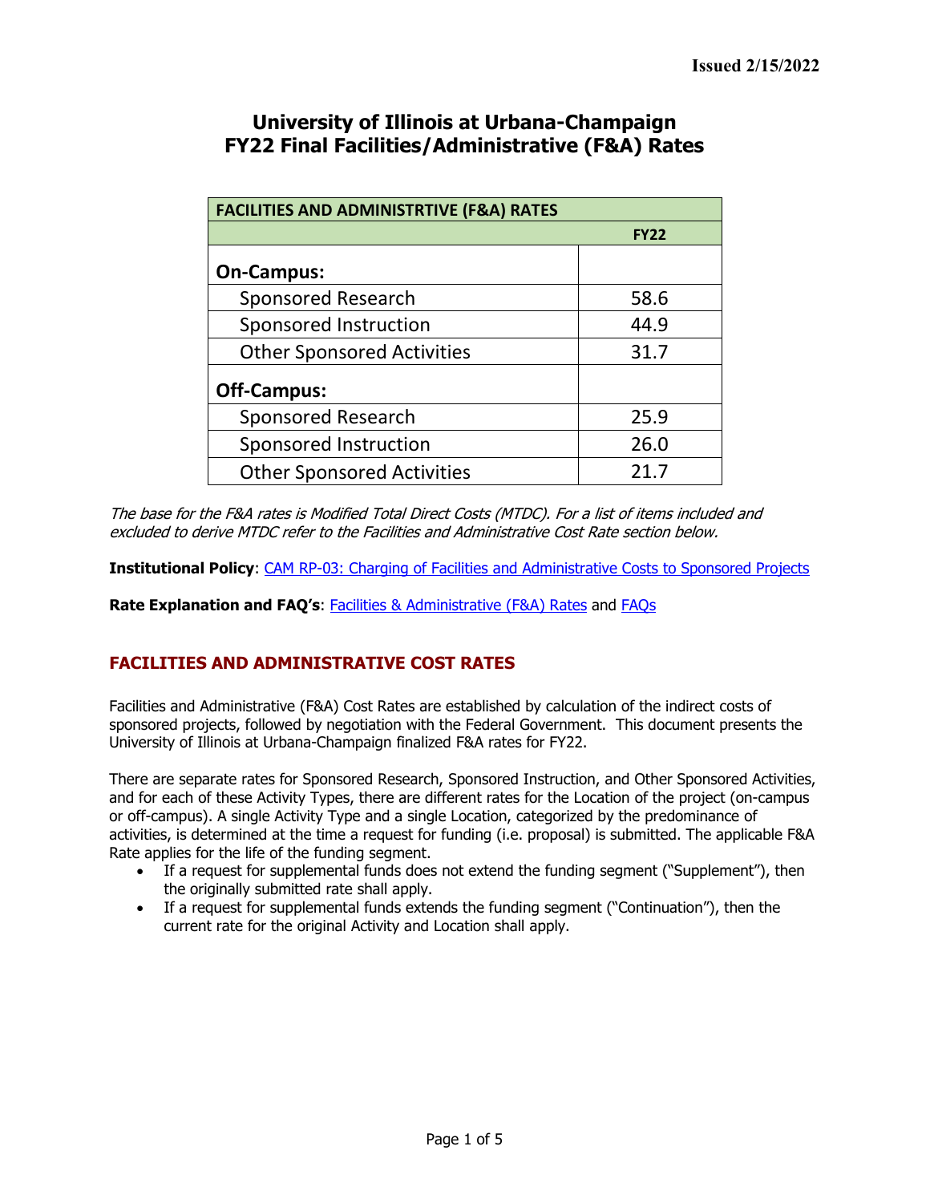Issued 2/15/2022

# University of Illinois at Urbana-Champaign
# FY22 Final Facilities/Administrative (F&A) Rates

| FACILITIES AND ADMINISTRTIVE (F&A) RATES | |
|---|---|
| | **FY22** |
| **On-Campus:** | |
| Sponsored Research | 58.6 |
| Sponsored Instruction | 44.9 |
| Other Sponsored Activities | 31.7 |
| **Off-Campus:** | |
| Sponsored Research | 25.9 |
| Sponsored Instruction | 26.0 |
| Other Sponsored Activities | 21.7 |

*The base for the F&A rates is Modified Total Direct Costs (MTDC). For a list of items included and excluded to derive MTDC refer to the Facilities and Administrative Cost Rate section below.*

**Institutional Policy**: CAM RP-03: Charging of Facilities and Administrative Costs to Sponsored Projects

**Rate Explanation and FAQ's**: Facilities & Administrative (F&A) Rates and FAQs

## FACILITIES AND ADMINISTRATIVE COST RATES

Facilities and Administrative (F&A) Cost Rates are established by calculation of the indirect costs of sponsored projects, followed by negotiation with the Federal Government. This document presents the University of Illinois at Urbana-Champaign finalized F&A rates for FY22.

There are separate rates for Sponsored Research, Sponsored Instruction, and Other Sponsored Activities, and for each of these Activity Types, there are different rates for the Location of the project (on-campus or off-campus). A single Activity Type and a single Location, categorized by the predominance of activities, is determined at the time a request for funding (i.e. proposal) is submitted. The applicable F&A Rate applies for the life of the funding segment.

- If a request for supplemental funds does not extend the funding segment ("Supplement"), then the originally submitted rate shall apply.
- If a request for supplemental funds extends the funding segment ("Continuation"), then the current rate for the original Activity and Location shall apply.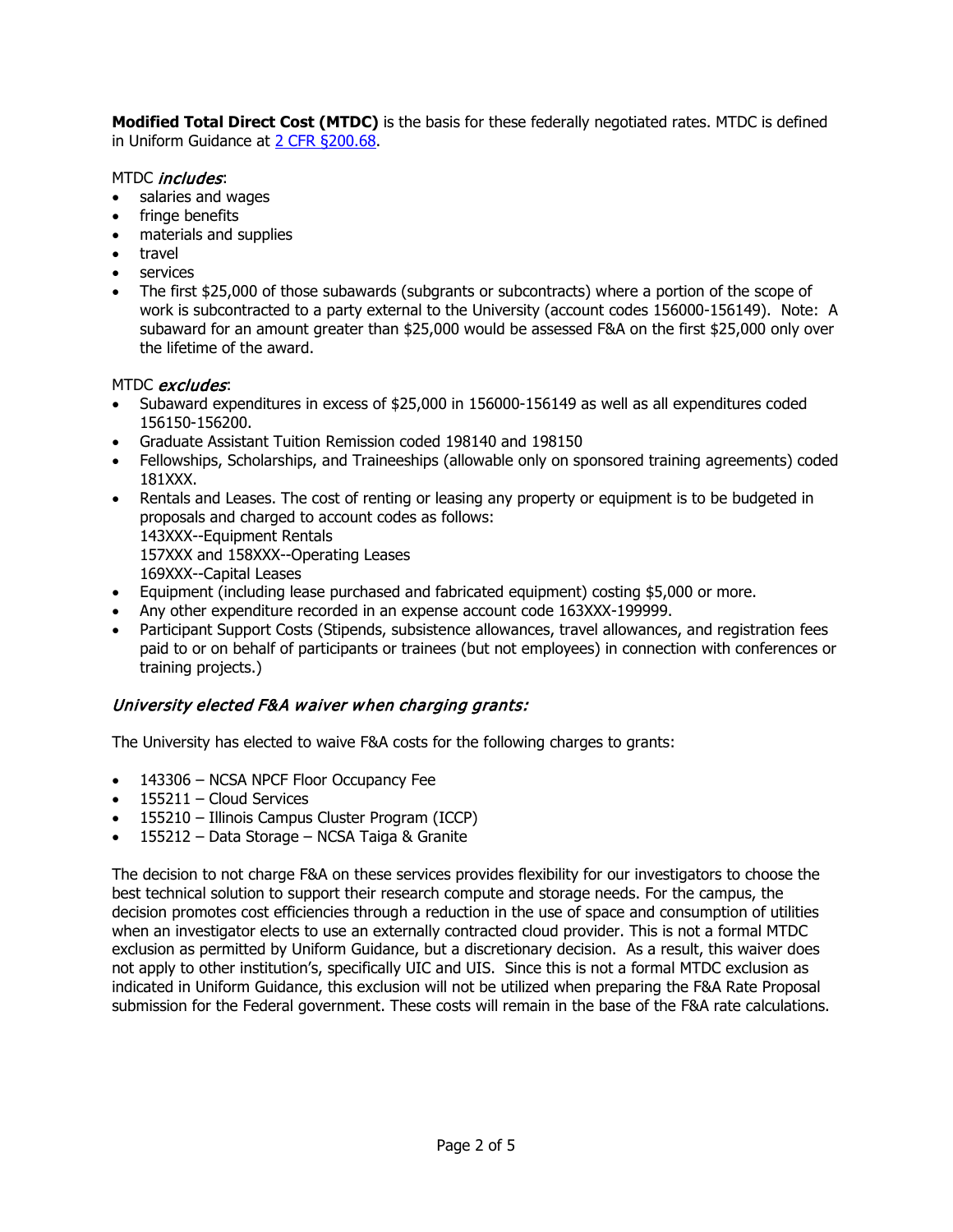**Modified Total Direct Cost (MTDC)** is the basis for these federally negotiated rates. MTDC is defined in Uniform Guidance at [2 CFR §200.68](2 CFR §200.68).

MTDC *includes*:

- salaries and wages
- fringe benefits
- materials and supplies
- travel
- services
- The first $25,000 of those subawards (subgrants or subcontracts) where a portion of the scope of work is subcontracted to a party external to the University (account codes 156000-156149). Note: A subaward for an amount greater than $25,000 would be assessed F&A on the first $25,000 only over the lifetime of the award.

MTDC *excludes*:

- Subaward expenditures in excess of $25,000 in 156000-156149 as well as all expenditures coded 156150-156200.
- Graduate Assistant Tuition Remission coded 198140 and 198150
- Fellowships, Scholarships, and Traineeships (allowable only on sponsored training agreements) coded 181XXX.
- Rentals and Leases. The cost of renting or leasing any property or equipment is to be budgeted in proposals and charged to account codes as follows:
  143XXX--Equipment Rentals
  157XXX and 158XXX--Operating Leases
  169XXX--Capital Leases
- Equipment (including lease purchased and fabricated equipment) costing $5,000 or more.
- Any other expenditure recorded in an expense account code 163XXX-199999.
- Participant Support Costs (Stipends, subsistence allowances, travel allowances, and registration fees paid to or on behalf of participants or trainees (but not employees) in connection with conferences or training projects.)

### *University elected F&A waiver when charging grants:*

The University has elected to waive F&A costs for the following charges to grants:

- 143306 – NCSA NPCF Floor Occupancy Fee
- 155211 – Cloud Services
- 155210 – Illinois Campus Cluster Program (ICCP)
- 155212 – Data Storage – NCSA Taiga & Granite

The decision to not charge F&A on these services provides flexibility for our investigators to choose the best technical solution to support their research compute and storage needs. For the campus, the decision promotes cost efficiencies through a reduction in the use of space and consumption of utilities when an investigator elects to use an externally contracted cloud provider. This is not a formal MTDC exclusion as permitted by Uniform Guidance, but a discretionary decision. As a result, this waiver does not apply to other institution's, specifically UIC and UIS. Since this is not a formal MTDC exclusion as indicated in Uniform Guidance, this exclusion will not be utilized when preparing the F&A Rate Proposal submission for the Federal government. These costs will remain in the base of the F&A rate calculations.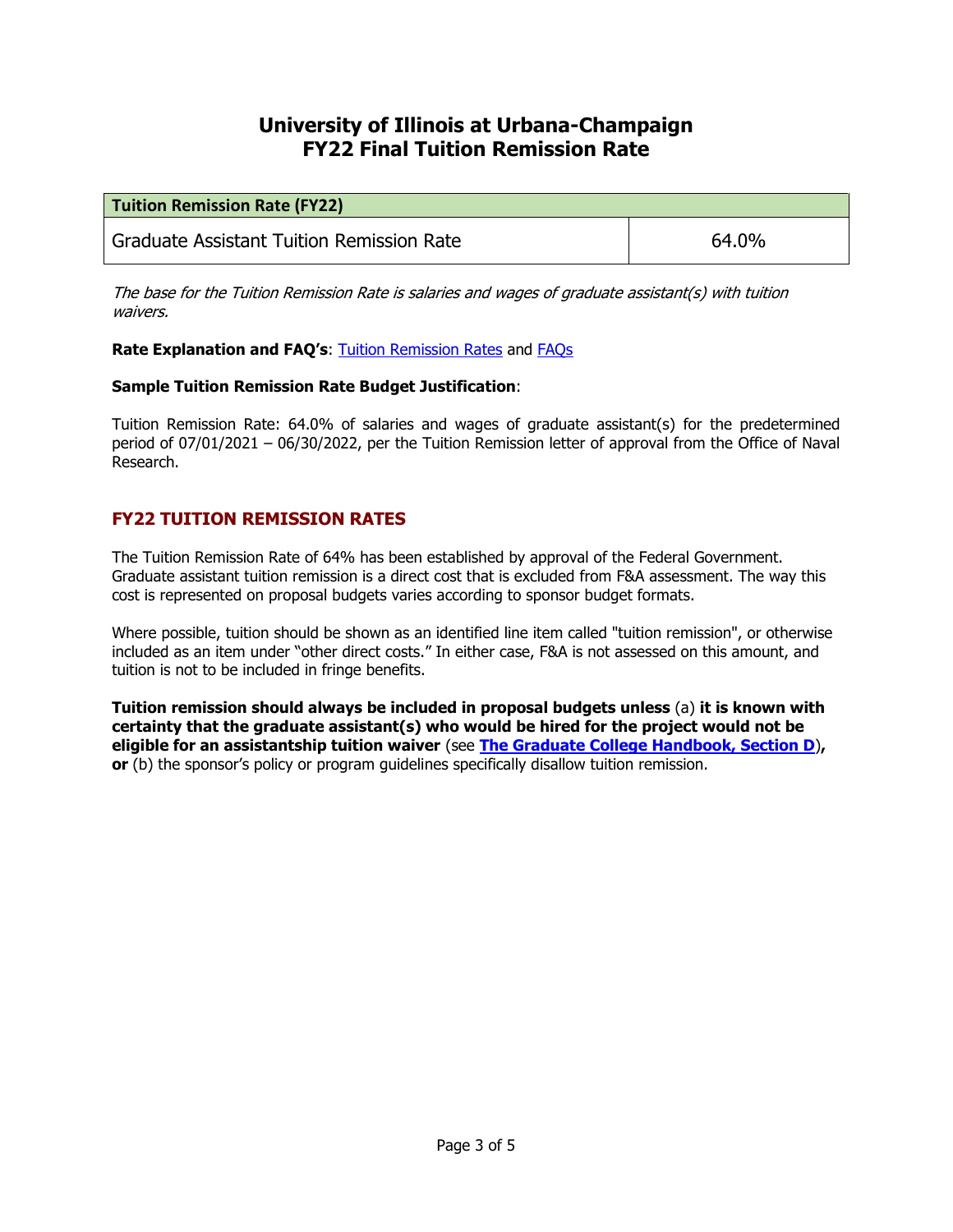# University of Illinois at Urbana-Champaign
# FY22 Final Tuition Remission Rate

| Tuition Remission Rate (FY22) | |
|---|---|
| Graduate Assistant Tuition Remission Rate | 64.0% |

*The base for the Tuition Remission Rate is salaries and wages of graduate assistant(s) with tuition waivers.*

**Rate Explanation and FAQ's**: Tuition Remission Rates and FAQs

**Sample Tuition Remission Rate Budget Justification**:

Tuition Remission Rate: 64.0% of salaries and wages of graduate assistant(s) for the predetermined period of 07/01/2021 – 06/30/2022, per the Tuition Remission letter of approval from the Office of Naval Research.

## FY22 TUITION REMISSION RATES

The Tuition Remission Rate of 64% has been established by approval of the Federal Government. Graduate assistant tuition remission is a direct cost that is excluded from F&A assessment. The way this cost is represented on proposal budgets varies according to sponsor budget formats.

Where possible, tuition should be shown as an identified line item called "tuition remission", or otherwise included as an item under "other direct costs." In either case, F&A is not assessed on this amount, and tuition is not to be included in fringe benefits.

**Tuition remission should always be included in proposal budgets unless** (a) **it is known with certainty that the graduate assistant(s) who would be hired for the project would not be eligible for an assistantship tuition waiver** (see **The Graduate College Handbook, Section D**)**, or** (b) the sponsor's policy or program guidelines specifically disallow tuition remission.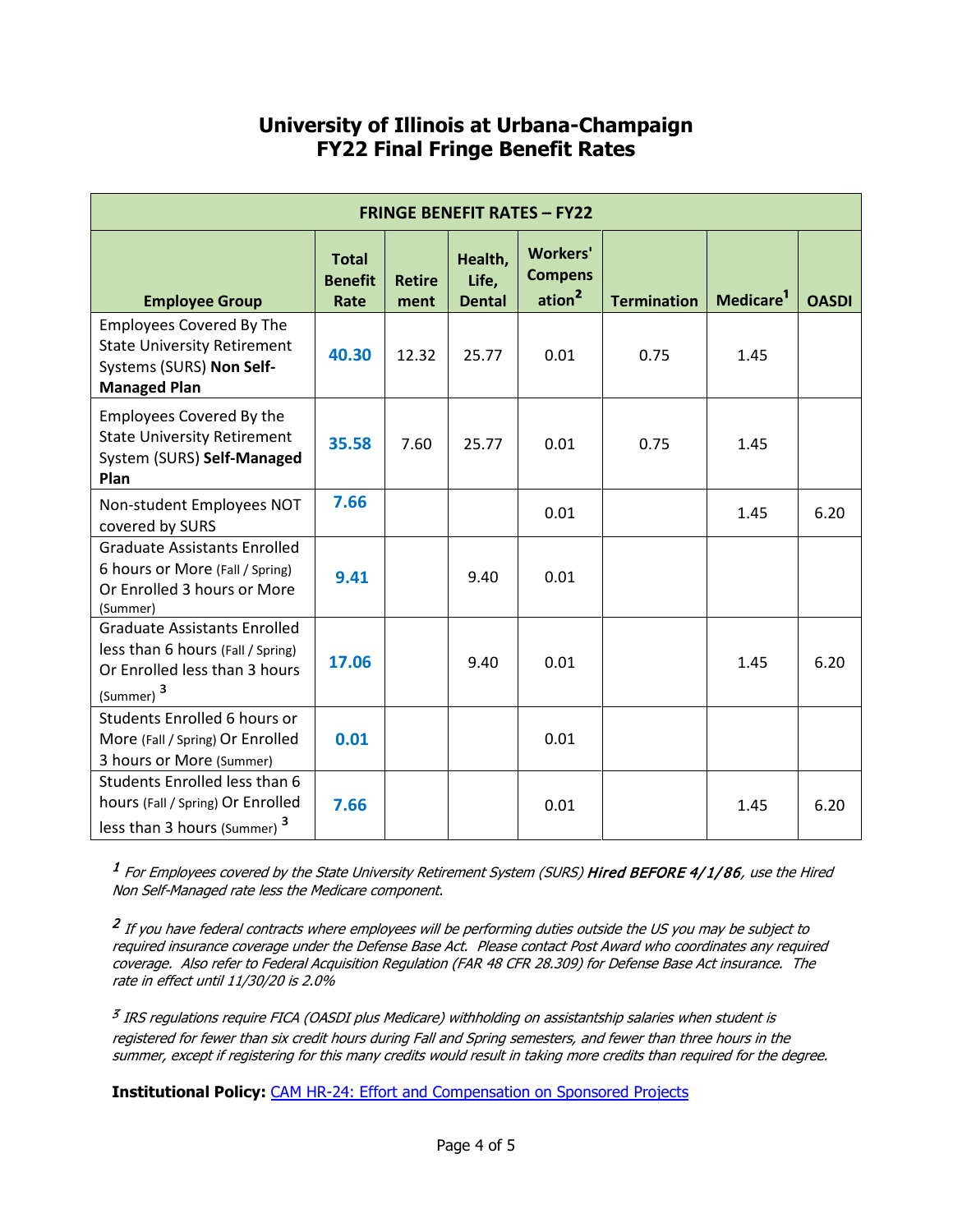# University of Illinois at Urbana-Champaign
# FY22 Final Fringe Benefit Rates

| FRINGE BENEFIT RATES – FY22 | | | | | | | |
|---|---|---|---|---|---|---|---|
| **Employee Group** | **Total Benefit Rate** | **Retirement** | **Health, Life, Dental** | **Workers' Compensation[2]** | **Termination** | **Medicare[1]** | **OASDI** |
| Employees Covered By The State University Retirement Systems (SURS) **Non Self-Managed Plan** | **40.30** | 12.32 | 25.77 | 0.01 | 0.75 | 1.45 | |
| Employees Covered By the State University Retirement System (SURS) **Self-Managed Plan** | **35.58** | 7.60 | 25.77 | 0.01 | 0.75 | 1.45 | |
| Non-student Employees NOT covered by SURS | **7.66** | | | 0.01 | | 1.45 | 6.20 |
| Graduate Assistants Enrolled 6 hours or More (Fall / Spring) Or Enrolled 3 hours or More (Summer) | **9.41** | | 9.40 | 0.01 | | | |
| Graduate Assistants Enrolled less than 6 hours (Fall / Spring) Or Enrolled less than 3 hours (Summer) [3] | **17.06** | | 9.40 | 0.01 | | 1.45 | 6.20 |
| Students Enrolled 6 hours or More (Fall / Spring) Or Enrolled 3 hours or More (Summer) | **0.01** | | | 0.01 | | | |
| Students Enrolled less than 6 hours (Fall / Spring) Or Enrolled less than 3 hours (Summer) [3] | **7.66** | | | 0.01 | | 1.45 | 6.20 |

[1] *For Employees covered by the State University Retirement System (SURS)* ***Hired BEFORE 4/1/86****, use the Hired Non Self-Managed rate less the Medicare component.*

[2] *If you have federal contracts where employees will be performing duties outside the US you may be subject to required insurance coverage under the Defense Base Act. Please contact Post Award who coordinates any required coverage. Also refer to Federal Acquisition Regulation (FAR 48 CFR 28.309) for Defense Base Act insurance. The rate in effect until 11/30/20 is 2.0%*

[3] *IRS regulations require FICA (OASDI plus Medicare) withholding on assistantship salaries when student is registered for fewer than six credit hours during Fall and Spring semesters, and fewer than three hours in the summer, except if registering for this many credits would result in taking more credits than required for the degree.*

**Institutional Policy:** CAM HR-24: Effort and Compensation on Sponsored Projects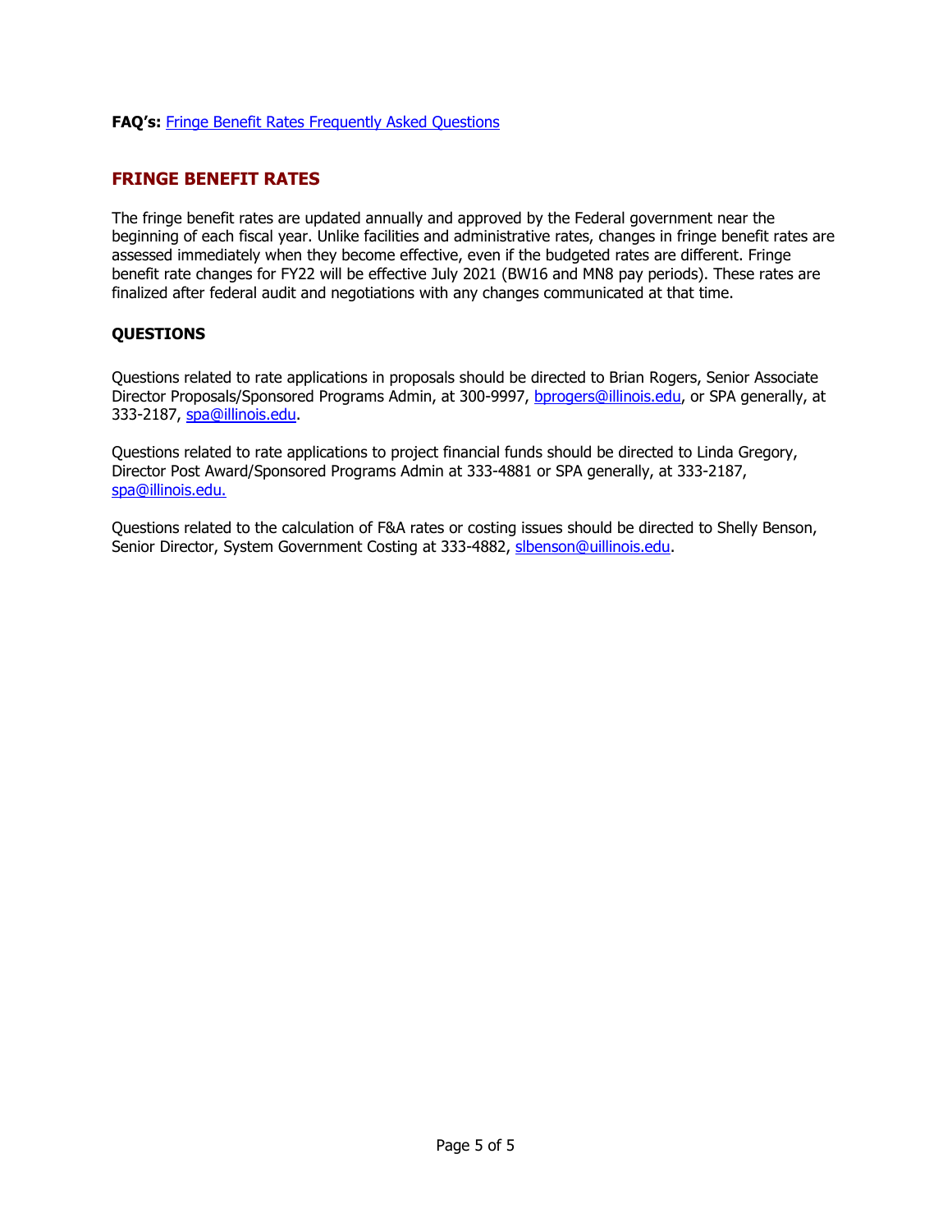**FAQ's:** [Fringe Benefit Rates Frequently Asked Questions]()

## FRINGE BENEFIT RATES

The fringe benefit rates are updated annually and approved by the Federal government near the beginning of each fiscal year. Unlike facilities and administrative rates, changes in fringe benefit rates are assessed immediately when they become effective, even if the budgeted rates are different. Fringe benefit rate changes for FY22 will be effective July 2021 (BW16 and MN8 pay periods). These rates are finalized after federal audit and negotiations with any changes communicated at that time.

### QUESTIONS

Questions related to rate applications in proposals should be directed to Brian Rogers, Senior Associate Director Proposals/Sponsored Programs Admin, at 300-9997, bprogers@illinois.edu, or SPA generally, at 333-2187, spa@illinois.edu.

Questions related to rate applications to project financial funds should be directed to Linda Gregory, Director Post Award/Sponsored Programs Admin at 333-4881 or SPA generally, at 333-2187, spa@illinois.edu.

Questions related to the calculation of F&A rates or costing issues should be directed to Shelly Benson, Senior Director, System Government Costing at 333-4882, slbenson@uillinois.edu.